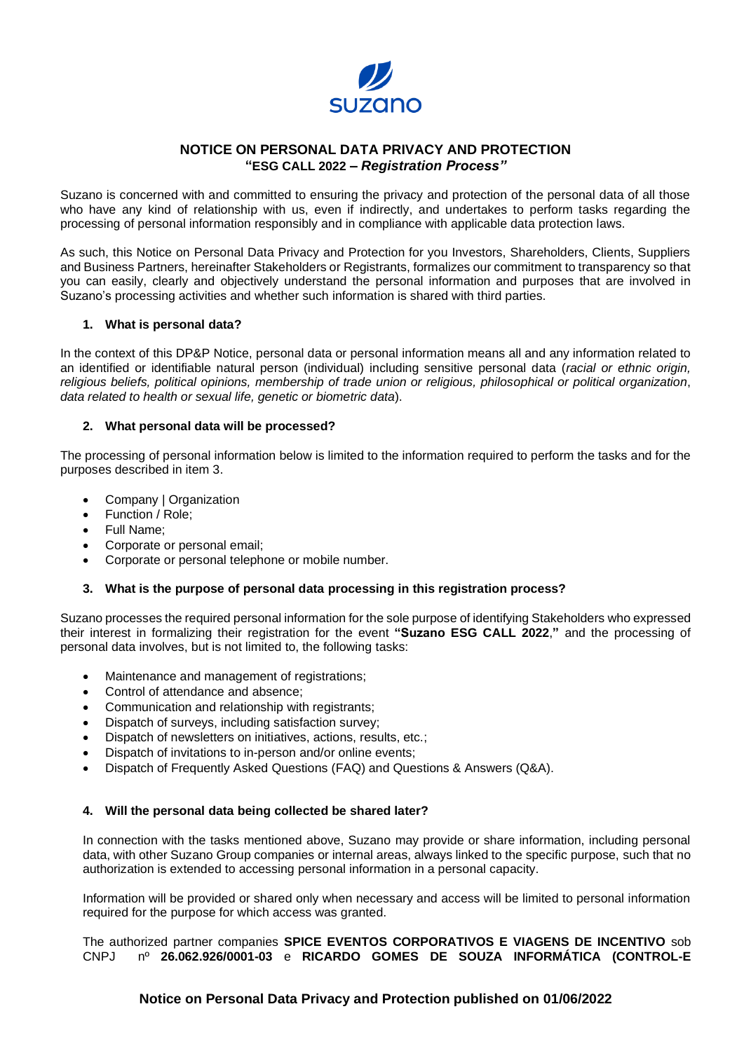# NOTICE ON PERSONAL DATA PRIVACY AND PROTECTION
## "ESG CALL 2022 – *Registration Process"*

Suzano is concerned with and committed to ensuring the privacy and protection of the personal data of all those who have any kind of relationship with us, even if indirectly, and undertakes to perform tasks regarding the processing of personal information responsibly and in compliance with applicable data protection laws.

As such, this Notice on Personal Data Privacy and Protection for you Investors, Shareholders, Clients, Suppliers and Business Partners, hereinafter Stakeholders or Registrants, formalizes our commitment to transparency so that you can easily, clearly and objectively understand the personal information and purposes that are involved in Suzano's processing activities and whether such information is shared with third parties.

### 1. What is personal data?

In the context of this DP&P Notice, personal data or personal information means all and any information related to an identified or identifiable natural person (individual) including sensitive personal data (*racial or ethnic origin, religious beliefs, political opinions, membership of trade union or religious, philosophical or political organization*, *data related to health or sexual life, genetic or biometric data*).

### 2. What personal data will be processed?

The processing of personal information below is limited to the information required to perform the tasks and for the purposes described in item 3.

- Company | Organization
- Function / Role;
- Full Name;
- Corporate or personal email;
- Corporate or personal telephone or mobile number.

### 3. What is the purpose of personal data processing in this registration process?

Suzano processes the required personal information for the sole purpose of identifying Stakeholders who expressed their interest in formalizing their registration for the event **"Suzano ESG CALL 2022,"** and the processing of personal data involves, but is not limited to, the following tasks:

- Maintenance and management of registrations;
- Control of attendance and absence;
- Communication and relationship with registrants;
- Dispatch of surveys, including satisfaction survey;
- Dispatch of newsletters on initiatives, actions, results, etc.;
- Dispatch of invitations to in-person and/or online events;
- Dispatch of Frequently Asked Questions (FAQ) and Questions & Answers (Q&A).

### 4. Will the personal data being collected be shared later?

In connection with the tasks mentioned above, Suzano may provide or share information, including personal data, with other Suzano Group companies or internal areas, always linked to the specific purpose, such that no authorization is extended to accessing personal information in a personal capacity.

Information will be provided or shared only when necessary and access will be limited to personal information required for the purpose for which access was granted.

The authorized partner companies **SPICE EVENTOS CORPORATIVOS E VIAGENS DE INCENTIVO** sob CNPJ nº **26.062.926/0001-03** e **RICARDO GOMES DE SOUZA INFORMÁTICA (CONTROL-E**

**Notice on Personal Data Privacy and Protection published on 01/06/2022**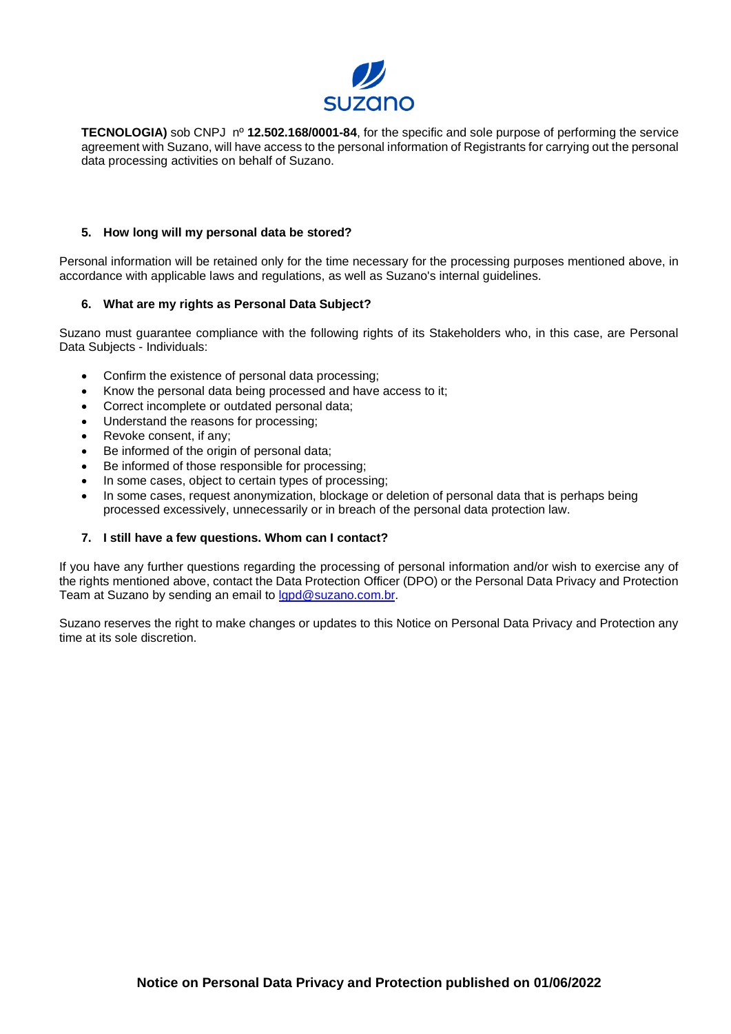**TECNOLOGIA)** sob CNPJ nº **12.502.168/0001-84**, for the specific and sole purpose of performing the service agreement with Suzano, will have access to the personal information of Registrants for carrying out the personal data processing activities on behalf of Suzano.

### 5. How long will my personal data be stored?

Personal information will be retained only for the time necessary for the processing purposes mentioned above, in accordance with applicable laws and regulations, as well as Suzano's internal guidelines.

### 6. What are my rights as Personal Data Subject?

Suzano must guarantee compliance with the following rights of its Stakeholders who, in this case, are Personal Data Subjects - Individuals:

- Confirm the existence of personal data processing;
- Know the personal data being processed and have access to it;
- Correct incomplete or outdated personal data;
- Understand the reasons for processing;
- Revoke consent, if any;
- Be informed of the origin of personal data;
- Be informed of those responsible for processing;
- In some cases, object to certain types of processing;
- In some cases, request anonymization, blockage or deletion of personal data that is perhaps being processed excessively, unnecessarily or in breach of the personal data protection law.

### 7. I still have a few questions. Whom can I contact?

If you have any further questions regarding the processing of personal information and/or wish to exercise any of the rights mentioned above, contact the Data Protection Officer (DPO) or the Personal Data Privacy and Protection Team at Suzano by sending an email to lgpd@suzano.com.br.

Suzano reserves the right to make changes or updates to this Notice on Personal Data Privacy and Protection any time at its sole discretion.

**Notice on Personal Data Privacy and Protection published on 01/06/2022**